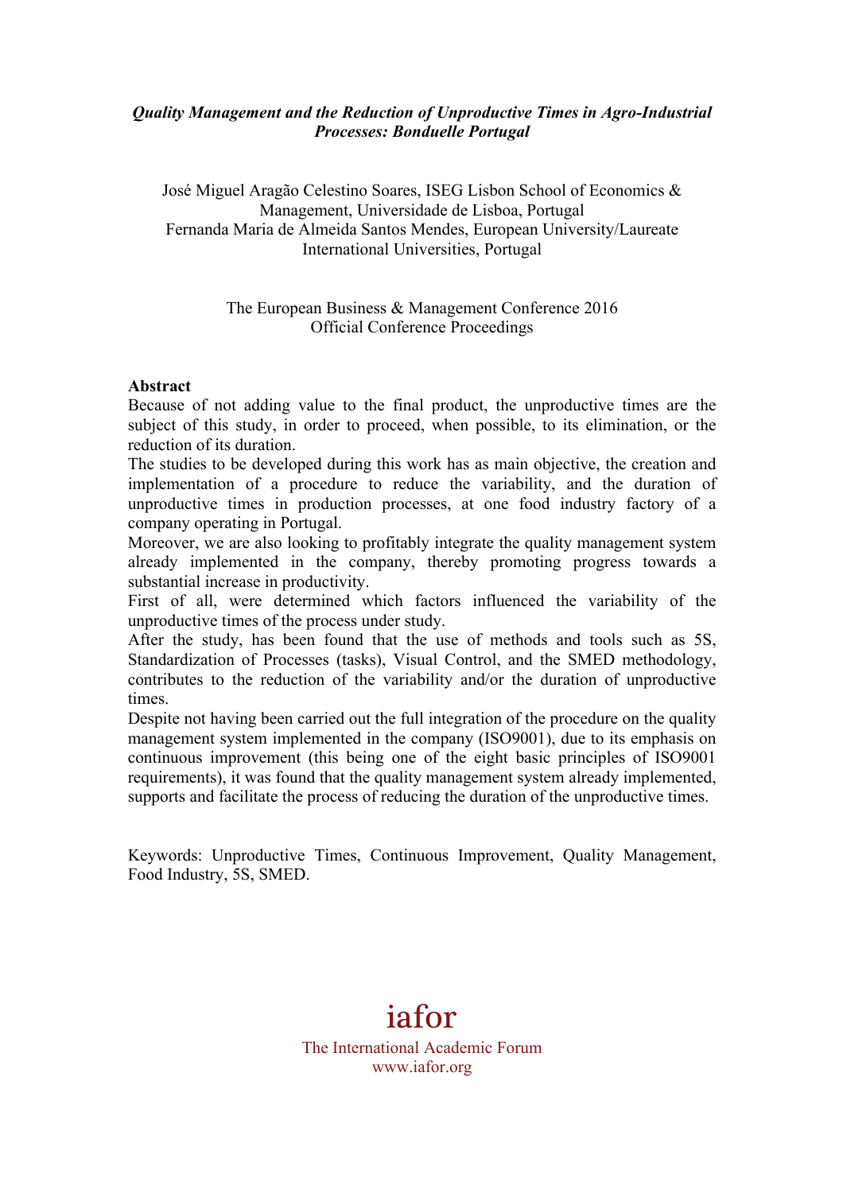***Quality Management and the Reduction of Unproductive Times in Agro-Industrial Processes: Bonduelle Portugal***

José Miguel Aragão Celestino Soares, ISEG Lisbon School of Economics & Management, Universidade de Lisboa, Portugal
Fernanda Maria de Almeida Santos Mendes, European University/Laureate International Universities, Portugal

The European Business & Management Conference 2016
Official Conference Proceedings

**Abstract**

Because of not adding value to the final product, the unproductive times are the subject of this study, in order to proceed, when possible, to its elimination, or the reduction of its duration.

The studies to be developed during this work has as main objective, the creation and implementation of a procedure to reduce the variability, and the duration of unproductive times in production processes, at one food industry factory of a company operating in Portugal.

Moreover, we are also looking to profitably integrate the quality management system already implemented in the company, thereby promoting progress towards a substantial increase in productivity.

First of all, were determined which factors influenced the variability of the unproductive times of the process under study.

After the study, has been found that the use of methods and tools such as 5S, Standardization of Processes (tasks), Visual Control, and the SMED methodology, contributes to the reduction of the variability and/or the duration of unproductive times.

Despite not having been carried out the full integration of the procedure on the quality management system implemented in the company (ISO9001), due to its emphasis on continuous improvement (this being one of the eight basic principles of ISO9001 requirements), it was found that the quality management system already implemented, supports and facilitate the process of reducing the duration of the unproductive times.

Keywords: Unproductive Times, Continuous Improvement, Quality Management, Food Industry, 5S, SMED.

iafor
The International Academic Forum
www.iafor.org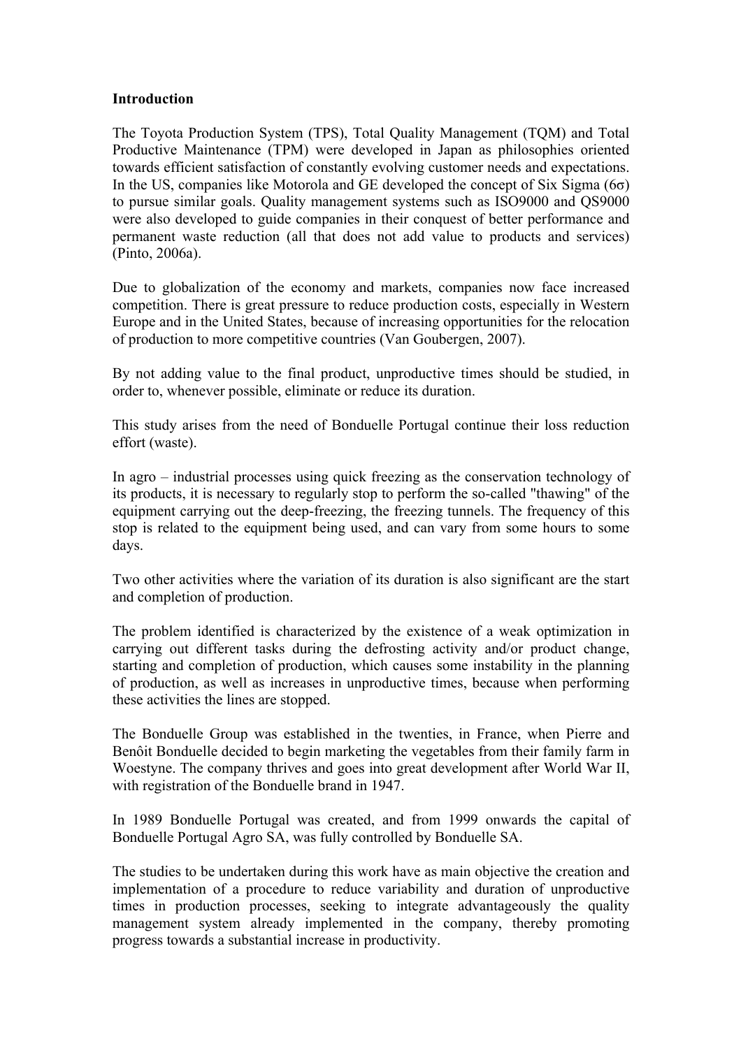**Introduction**

The Toyota Production System (TPS), Total Quality Management (TQM) and Total Productive Maintenance (TPM) were developed in Japan as philosophies oriented towards efficient satisfaction of constantly evolving customer needs and expectations. In the US, companies like Motorola and GE developed the concept of Six Sigma ($6\sigma$) to pursue similar goals. Quality management systems such as ISO9000 and QS9000 were also developed to guide companies in their conquest of better performance and permanent waste reduction (all that does not add value to products and services) (Pinto, 2006a).

Due to globalization of the economy and markets, companies now face increased competition. There is great pressure to reduce production costs, especially in Western Europe and in the United States, because of increasing opportunities for the relocation of production to more competitive countries (Van Goubergen, 2007).

By not adding value to the final product, unproductive times should be studied, in order to, whenever possible, eliminate or reduce its duration.

This study arises from the need of Bonduelle Portugal continue their loss reduction effort (waste).

In agro – industrial processes using quick freezing as the conservation technology of its products, it is necessary to regularly stop to perform the so-called "thawing" of the equipment carrying out the deep-freezing, the freezing tunnels. The frequency of this stop is related to the equipment being used, and can vary from some hours to some days.

Two other activities where the variation of its duration is also significant are the start and completion of production.

The problem identified is characterized by the existence of a weak optimization in carrying out different tasks during the defrosting activity and/or product change, starting and completion of production, which causes some instability in the planning of production, as well as increases in unproductive times, because when performing these activities the lines are stopped.

The Bonduelle Group was established in the twenties, in France, when Pierre and Benôit Bonduelle decided to begin marketing the vegetables from their family farm in Woestyne. The company thrives and goes into great development after World War II, with registration of the Bonduelle brand in 1947.

In 1989 Bonduelle Portugal was created, and from 1999 onwards the capital of Bonduelle Portugal Agro SA, was fully controlled by Bonduelle SA.

The studies to be undertaken during this work have as main objective the creation and implementation of a procedure to reduce variability and duration of unproductive times in production processes, seeking to integrate advantageously the quality management system already implemented in the company, thereby promoting progress towards a substantial increase in productivity.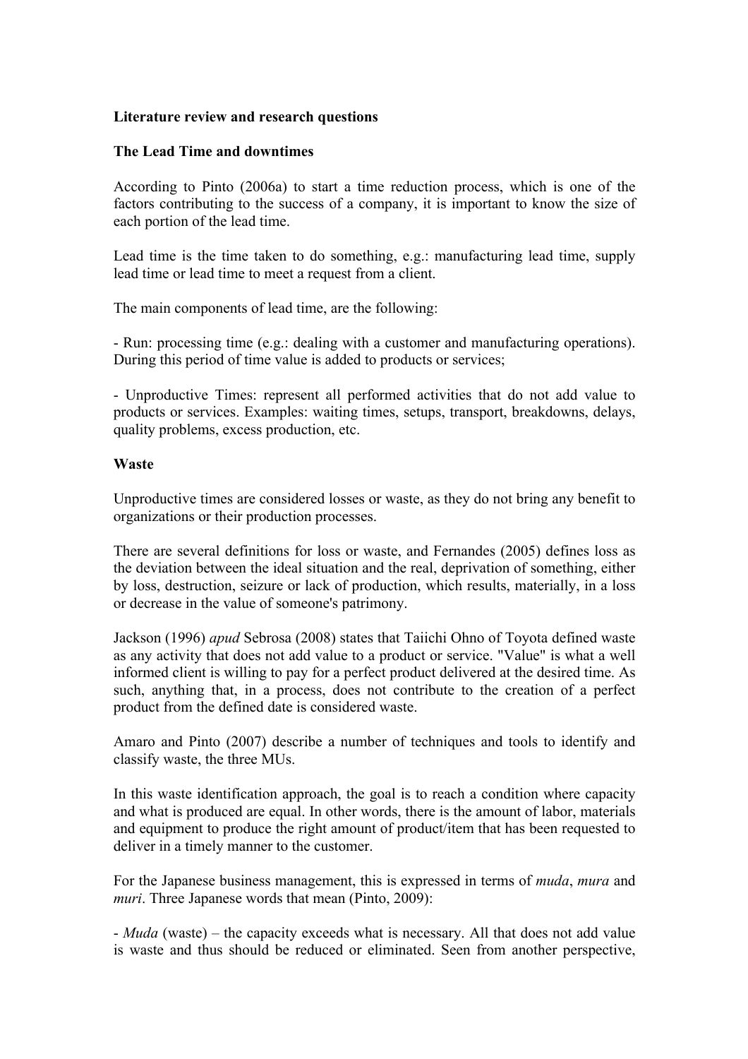**Literature review and research questions**

**The Lead Time and downtimes**

According to Pinto (2006a) to start a time reduction process, which is one of the factors contributing to the success of a company, it is important to know the size of each portion of the lead time.

Lead time is the time taken to do something, e.g.: manufacturing lead time, supply lead time or lead time to meet a request from a client.

The main components of lead time, are the following:

- Run: processing time (e.g.: dealing with a customer and manufacturing operations). During this period of time value is added to products or services;

- Unproductive Times: represent all performed activities that do not add value to products or services. Examples: waiting times, setups, transport, breakdowns, delays, quality problems, excess production, etc.

**Waste**

Unproductive times are considered losses or waste, as they do not bring any benefit to organizations or their production processes.

There are several definitions for loss or waste, and Fernandes (2005) defines loss as the deviation between the ideal situation and the real, deprivation of something, either by loss, destruction, seizure or lack of production, which results, materially, in a loss or decrease in the value of someone's patrimony.

Jackson (1996) *apud* Sebrosa (2008) states that Taiichi Ohno of Toyota defined waste as any activity that does not add value to a product or service. "Value" is what a well informed client is willing to pay for a perfect product delivered at the desired time. As such, anything that, in a process, does not contribute to the creation of a perfect product from the defined date is considered waste.

Amaro and Pinto (2007) describe a number of techniques and tools to identify and classify waste, the three MUs.

In this waste identification approach, the goal is to reach a condition where capacity and what is produced are equal. In other words, there is the amount of labor, materials and equipment to produce the right amount of product/item that has been requested to deliver in a timely manner to the customer.

For the Japanese business management, this is expressed in terms of *muda*, *mura* and *muri*. Three Japanese words that mean (Pinto, 2009):

- *Muda* (waste) – the capacity exceeds what is necessary. All that does not add value is waste and thus should be reduced or eliminated. Seen from another perspective,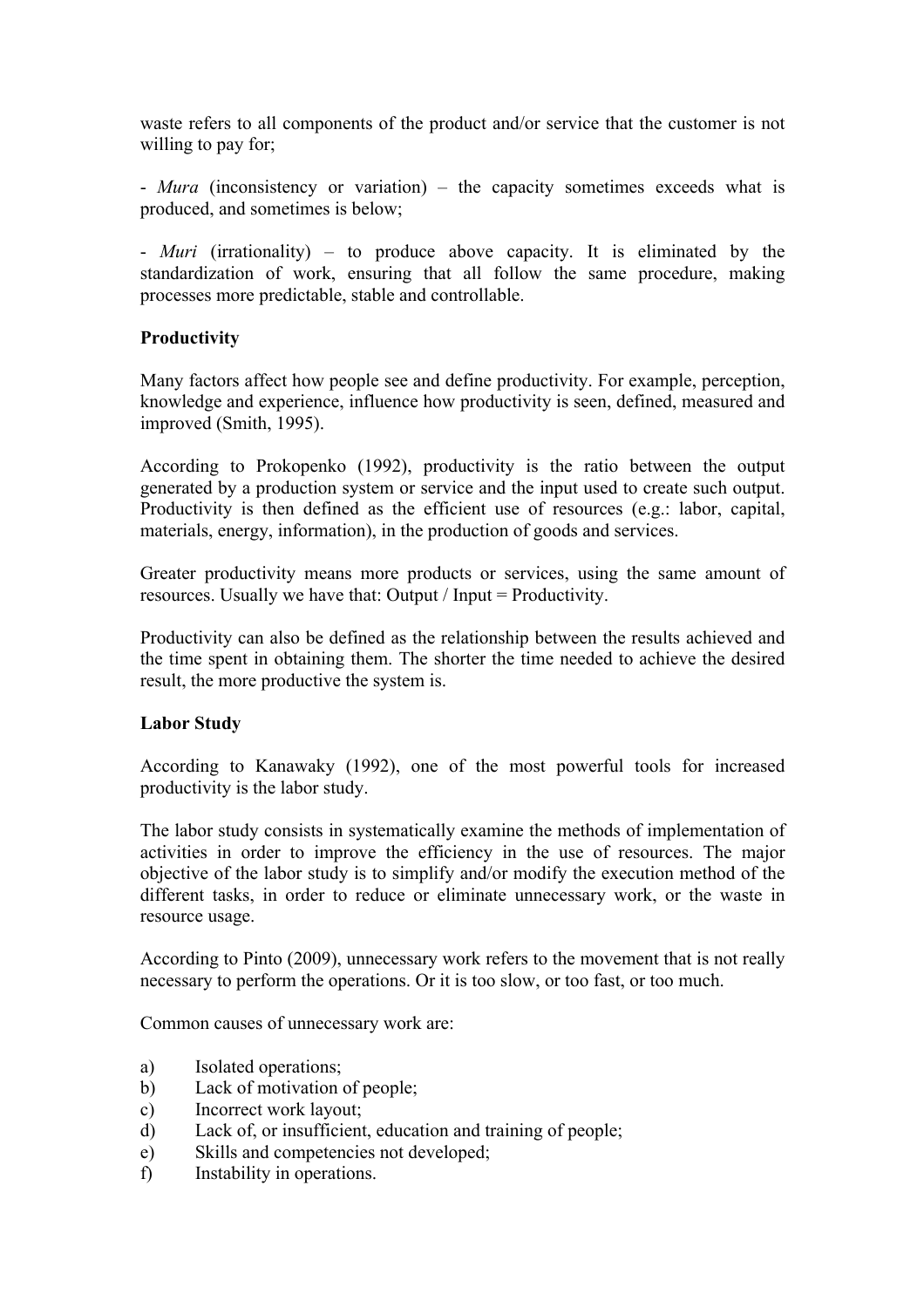waste refers to all components of the product and/or service that the customer is not willing to pay for;

- *Mura* (inconsistency or variation) – the capacity sometimes exceeds what is produced, and sometimes is below;

- *Muri* (irrationality) – to produce above capacity. It is eliminated by the standardization of work, ensuring that all follow the same procedure, making processes more predictable, stable and controllable.

**Productivity**

Many factors affect how people see and define productivity. For example, perception, knowledge and experience, influence how productivity is seen, defined, measured and improved (Smith, 1995).

According to Prokopenko (1992), productivity is the ratio between the output generated by a production system or service and the input used to create such output. Productivity is then defined as the efficient use of resources (e.g.: labor, capital, materials, energy, information), in the production of goods and services.

Greater productivity means more products or services, using the same amount of resources. Usually we have that: Output / Input = Productivity.

Productivity can also be defined as the relationship between the results achieved and the time spent in obtaining them. The shorter the time needed to achieve the desired result, the more productive the system is.

**Labor Study**

According to Kanawaky (1992), one of the most powerful tools for increased productivity is the labor study.

The labor study consists in systematically examine the methods of implementation of activities in order to improve the efficiency in the use of resources. The major objective of the labor study is to simplify and/or modify the execution method of the different tasks, in order to reduce or eliminate unnecessary work, or the waste in resource usage.

According to Pinto (2009), unnecessary work refers to the movement that is not really necessary to perform the operations. Or it is too slow, or too fast, or too much.

Common causes of unnecessary work are:

a) Isolated operations;
b) Lack of motivation of people;
c) Incorrect work layout;
d) Lack of, or insufficient, education and training of people;
e) Skills and competencies not developed;
f) Instability in operations.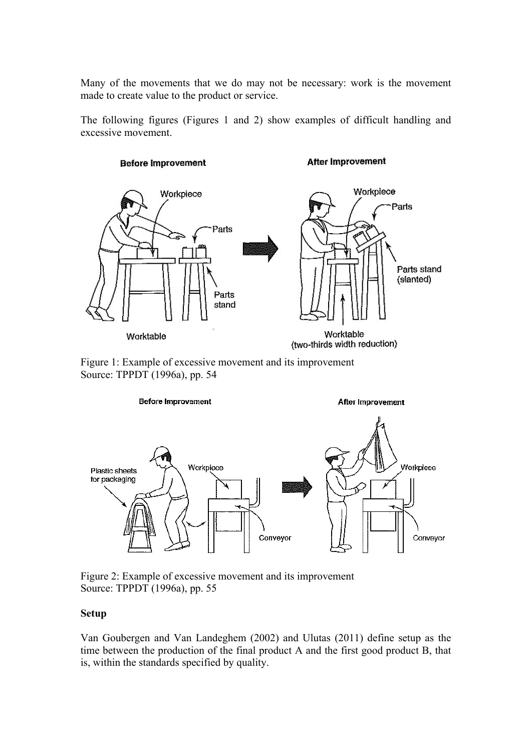Many of the movements that we do may not be necessary: work is the movement made to create value to the product or service.

The following figures (Figures 1 and 2) show examples of difficult handling and excessive movement.

Figure 1: Example of excessive movement and its improvement
Source: TPPDT (1996a), pp. 54

Figure 2: Example of excessive movement and its improvement
Source: TPPDT (1996a), pp. 55

**Setup**

Van Goubergen and Van Landeghem (2002) and Ulutas (2011) define setup as the time between the production of the final product A and the first good product B, that is, within the standards specified by quality.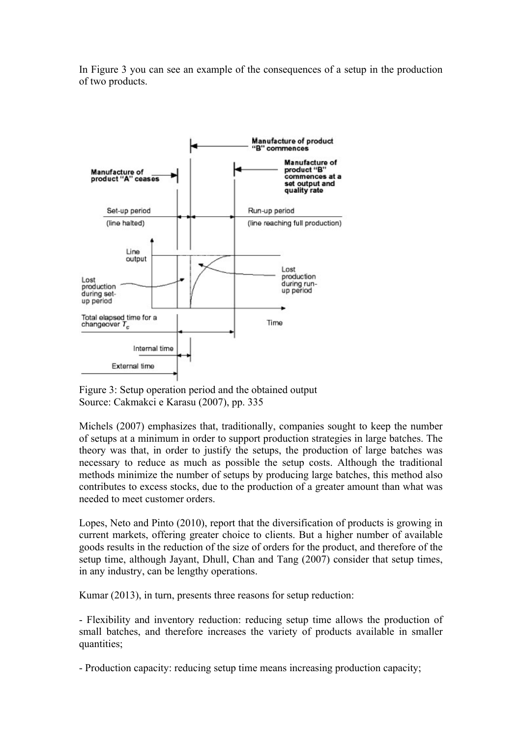In Figure 3 you can see an example of the consequences of a setup in the production of two products.

Figure 3: Setup operation period and the obtained output
Source: Cakmakci e Karasu (2007), pp. 335

Michels (2007) emphasizes that, traditionally, companies sought to keep the number of setups at a minimum in order to support production strategies in large batches. The theory was that, in order to justify the setups, the production of large batches was necessary to reduce as much as possible the setup costs. Although the traditional methods minimize the number of setups by producing large batches, this method also contributes to excess stocks, due to the production of a greater amount than what was needed to meet customer orders.

Lopes, Neto and Pinto (2010), report that the diversification of products is growing in current markets, offering greater choice to clients. But a higher number of available goods results in the reduction of the size of orders for the product, and therefore of the setup time, although Jayant, Dhull, Chan and Tang (2007) consider that setup times, in any industry, can be lengthy operations.

Kumar (2013), in turn, presents three reasons for setup reduction:

- Flexibility and inventory reduction: reducing setup time allows the production of small batches, and therefore increases the variety of products available in smaller quantities;

- Production capacity: reducing setup time means increasing production capacity;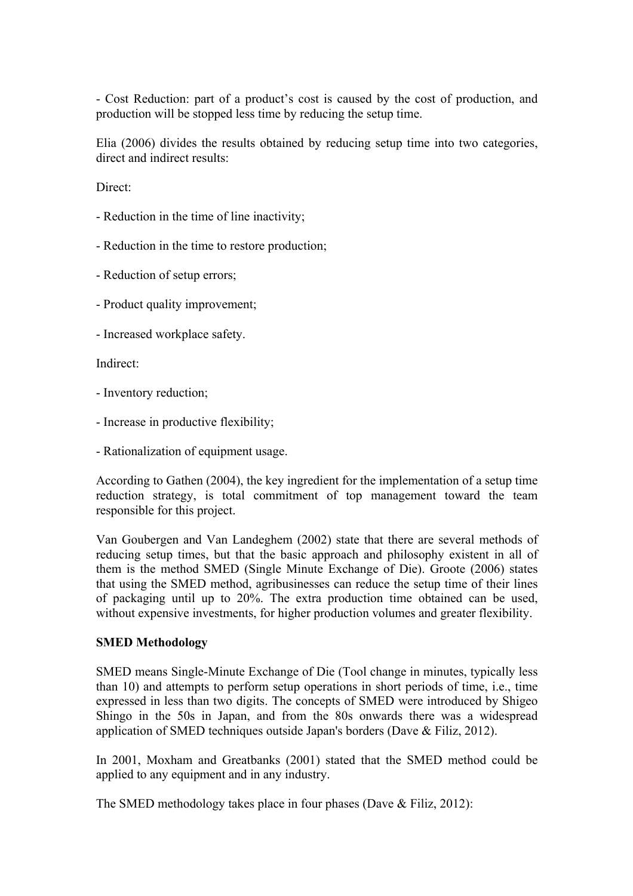- Cost Reduction: part of a product's cost is caused by the cost of production, and production will be stopped less time by reducing the setup time.

Elia (2006) divides the results obtained by reducing setup time into two categories, direct and indirect results:

Direct:

- Reduction in the time of line inactivity;

- Reduction in the time to restore production;

- Reduction of setup errors;

- Product quality improvement;

- Increased workplace safety.

Indirect:

- Inventory reduction;

- Increase in productive flexibility;

- Rationalization of equipment usage.

According to Gathen (2004), the key ingredient for the implementation of a setup time reduction strategy, is total commitment of top management toward the team responsible for this project.

Van Goubergen and Van Landeghem (2002) state that there are several methods of reducing setup times, but that the basic approach and philosophy existent in all of them is the method SMED (Single Minute Exchange of Die). Groote (2006) states that using the SMED method, agribusinesses can reduce the setup time of their lines of packaging until up to 20%. The extra production time obtained can be used, without expensive investments, for higher production volumes and greater flexibility.

**SMED Methodology**

SMED means Single-Minute Exchange of Die (Tool change in minutes, typically less than 10) and attempts to perform setup operations in short periods of time, i.e., time expressed in less than two digits. The concepts of SMED were introduced by Shigeo Shingo in the 50s in Japan, and from the 80s onwards there was a widespread application of SMED techniques outside Japan's borders (Dave & Filiz, 2012).

In 2001, Moxham and Greatbanks (2001) stated that the SMED method could be applied to any equipment and in any industry.

The SMED methodology takes place in four phases (Dave & Filiz, 2012):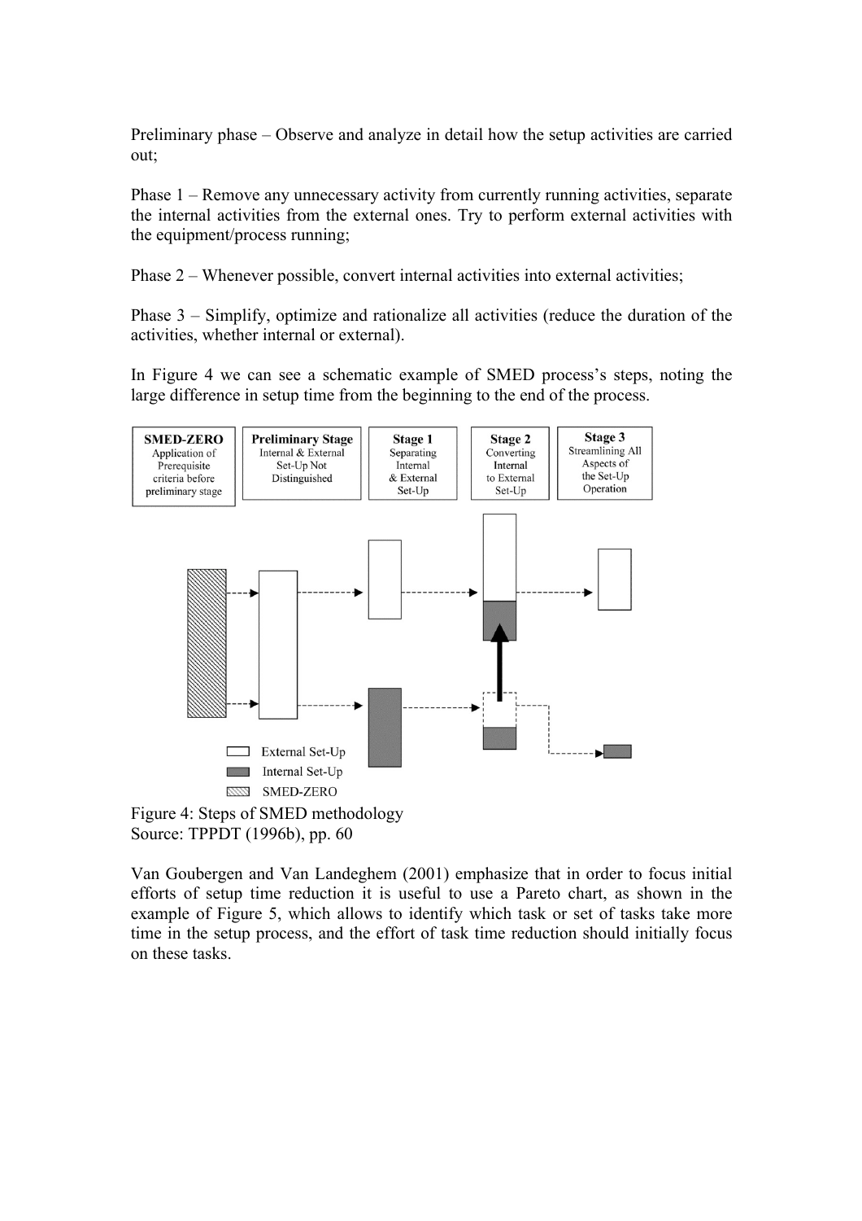Preliminary phase – Observe and analyze in detail how the setup activities are carried out;

Phase 1 – Remove any unnecessary activity from currently running activities, separate the internal activities from the external ones. Try to perform external activities with the equipment/process running;

Phase 2 – Whenever possible, convert internal activities into external activities;

Phase 3 – Simplify, optimize and rationalize all activities (reduce the duration of the activities, whether internal or external).

In Figure 4 we can see a schematic example of SMED process's steps, noting the large difference in setup time from the beginning to the end of the process.

Figure 4: Steps of SMED methodology
Source: TPPDT (1996b), pp. 60

Van Goubergen and Van Landeghem (2001) emphasize that in order to focus initial efforts of setup time reduction it is useful to use a Pareto chart, as shown in the example of Figure 5, which allows to identify which task or set of tasks take more time in the setup process, and the effort of task time reduction should initially focus on these tasks.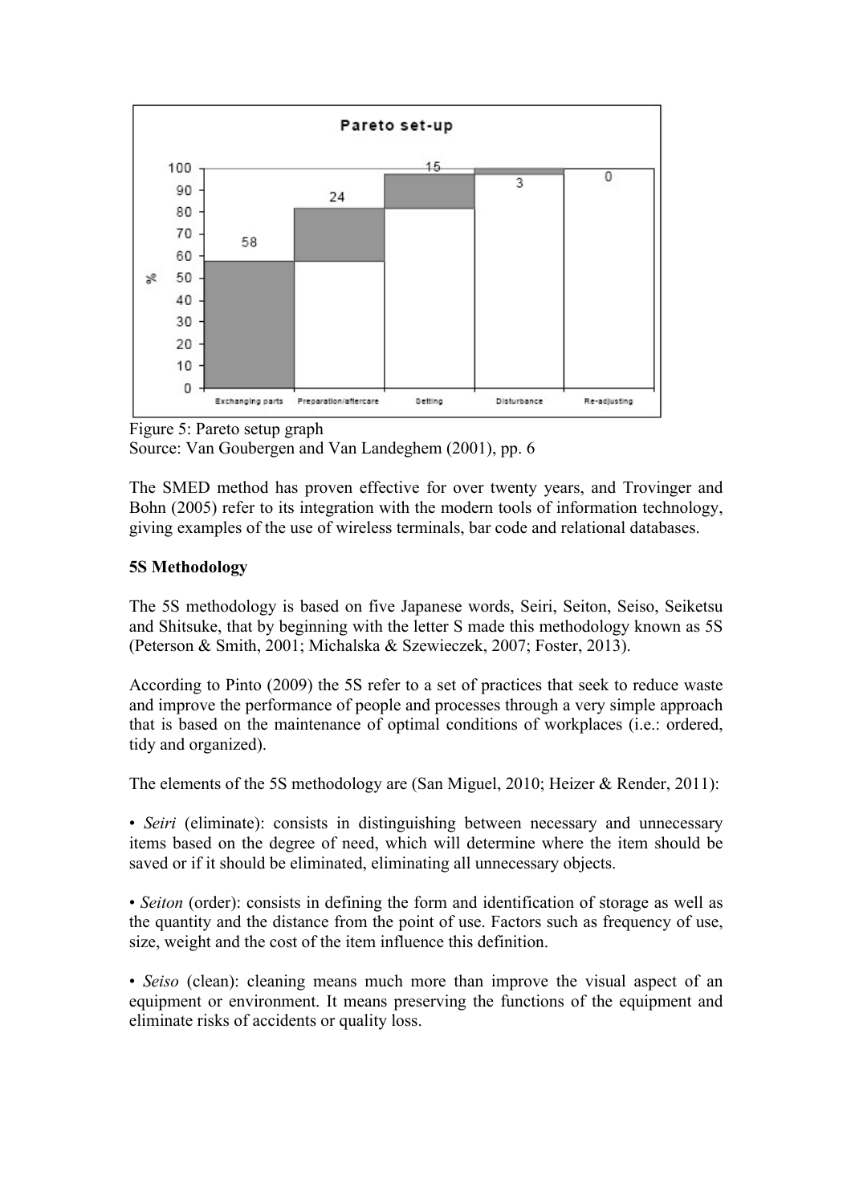Figure 5: Pareto setup graph
Source: Van Goubergen and Van Landeghem (2001), pp. 6

The SMED method has proven effective for over twenty years, and Trovinger and Bohn (2005) refer to its integration with the modern tools of information technology, giving examples of the use of wireless terminals, bar code and relational databases.

**5S Methodology**

The 5S methodology is based on five Japanese words, Seiri, Seiton, Seiso, Seiketsu and Shitsuke, that by beginning with the letter S made this methodology known as 5S (Peterson & Smith, 2001; Michalska & Szewieczek, 2007; Foster, 2013).

According to Pinto (2009) the 5S refer to a set of practices that seek to reduce waste and improve the performance of people and processes through a very simple approach that is based on the maintenance of optimal conditions of workplaces (i.e.: ordered, tidy and organized).

The elements of the 5S methodology are (San Miguel, 2010; Heizer & Render, 2011):

• *Seiri* (eliminate): consists in distinguishing between necessary and unnecessary items based on the degree of need, which will determine where the item should be saved or if it should be eliminated, eliminating all unnecessary objects.

• *Seiton* (order): consists in defining the form and identification of storage as well as the quantity and the distance from the point of use. Factors such as frequency of use, size, weight and the cost of the item influence this definition.

• *Seiso* (clean): cleaning means much more than improve the visual aspect of an equipment or environment. It means preserving the functions of the equipment and eliminate risks of accidents or quality loss.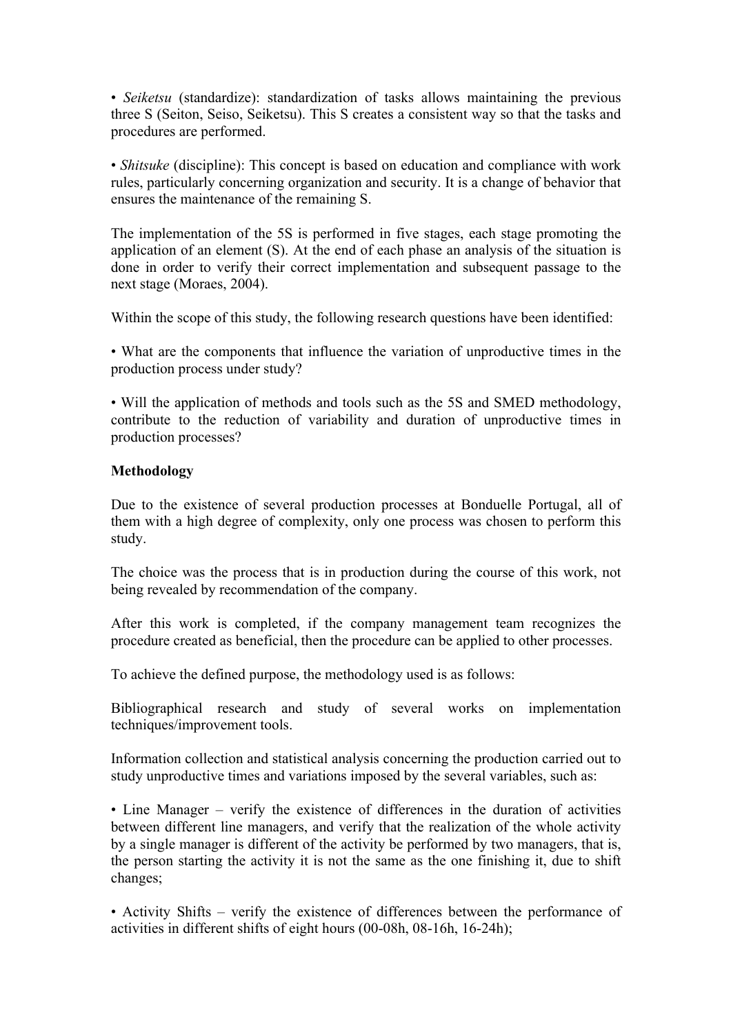• *Seiketsu* (standardize): standardization of tasks allows maintaining the previous three S (Seiton, Seiso, Seiketsu). This S creates a consistent way so that the tasks and procedures are performed.

• *Shitsuke* (discipline): This concept is based on education and compliance with work rules, particularly concerning organization and security. It is a change of behavior that ensures the maintenance of the remaining S.

The implementation of the 5S is performed in five stages, each stage promoting the application of an element (S). At the end of each phase an analysis of the situation is done in order to verify their correct implementation and subsequent passage to the next stage (Moraes, 2004).

Within the scope of this study, the following research questions have been identified:

• What are the components that influence the variation of unproductive times in the production process under study?

• Will the application of methods and tools such as the 5S and SMED methodology, contribute to the reduction of variability and duration of unproductive times in production processes?

**Methodology**

Due to the existence of several production processes at Bonduelle Portugal, all of them with a high degree of complexity, only one process was chosen to perform this study.

The choice was the process that is in production during the course of this work, not being revealed by recommendation of the company.

After this work is completed, if the company management team recognizes the procedure created as beneficial, then the procedure can be applied to other processes.

To achieve the defined purpose, the methodology used is as follows:

Bibliographical research and study of several works on implementation techniques/improvement tools.

Information collection and statistical analysis concerning the production carried out to study unproductive times and variations imposed by the several variables, such as:

• Line Manager – verify the existence of differences in the duration of activities between different line managers, and verify that the realization of the whole activity by a single manager is different of the activity be performed by two managers, that is, the person starting the activity it is not the same as the one finishing it, due to shift changes;

• Activity Shifts – verify the existence of differences between the performance of activities in different shifts of eight hours (00-08h, 08-16h, 16-24h);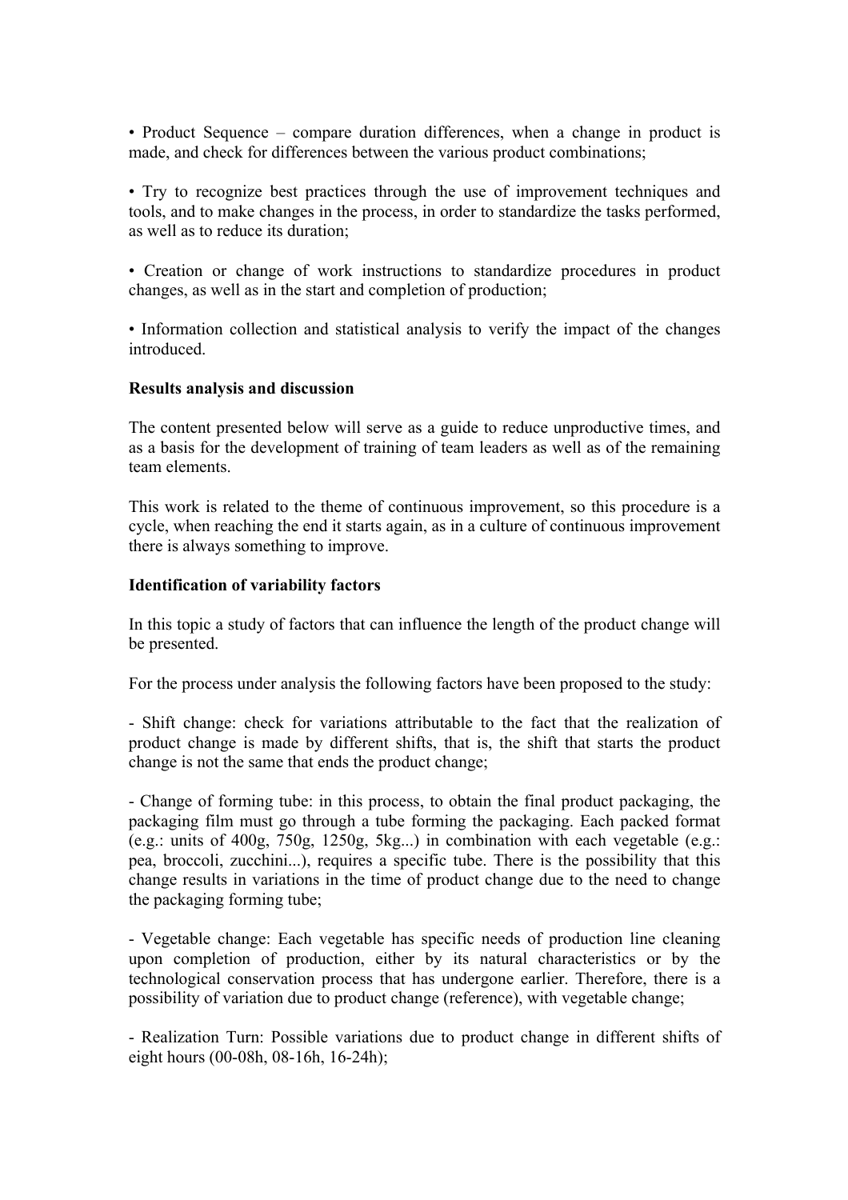• Product Sequence – compare duration differences, when a change in product is made, and check for differences between the various product combinations;

• Try to recognize best practices through the use of improvement techniques and tools, and to make changes in the process, in order to standardize the tasks performed, as well as to reduce its duration;

• Creation or change of work instructions to standardize procedures in product changes, as well as in the start and completion of production;

• Information collection and statistical analysis to verify the impact of the changes introduced.

**Results analysis and discussion**

The content presented below will serve as a guide to reduce unproductive times, and as a basis for the development of training of team leaders as well as of the remaining team elements.

This work is related to the theme of continuous improvement, so this procedure is a cycle, when reaching the end it starts again, as in a culture of continuous improvement there is always something to improve.

**Identification of variability factors**

In this topic a study of factors that can influence the length of the product change will be presented.

For the process under analysis the following factors have been proposed to the study:

- Shift change: check for variations attributable to the fact that the realization of product change is made by different shifts, that is, the shift that starts the product change is not the same that ends the product change;

- Change of forming tube: in this process, to obtain the final product packaging, the packaging film must go through a tube forming the packaging. Each packed format (e.g.: units of 400g, 750g, 1250g, 5kg...) in combination with each vegetable (e.g.: pea, broccoli, zucchini...), requires a specific tube. There is the possibility that this change results in variations in the time of product change due to the need to change the packaging forming tube;

- Vegetable change: Each vegetable has specific needs of production line cleaning upon completion of production, either by its natural characteristics or by the technological conservation process that has undergone earlier. Therefore, there is a possibility of variation due to product change (reference), with vegetable change;

- Realization Turn: Possible variations due to product change in different shifts of eight hours (00-08h, 08-16h, 16-24h);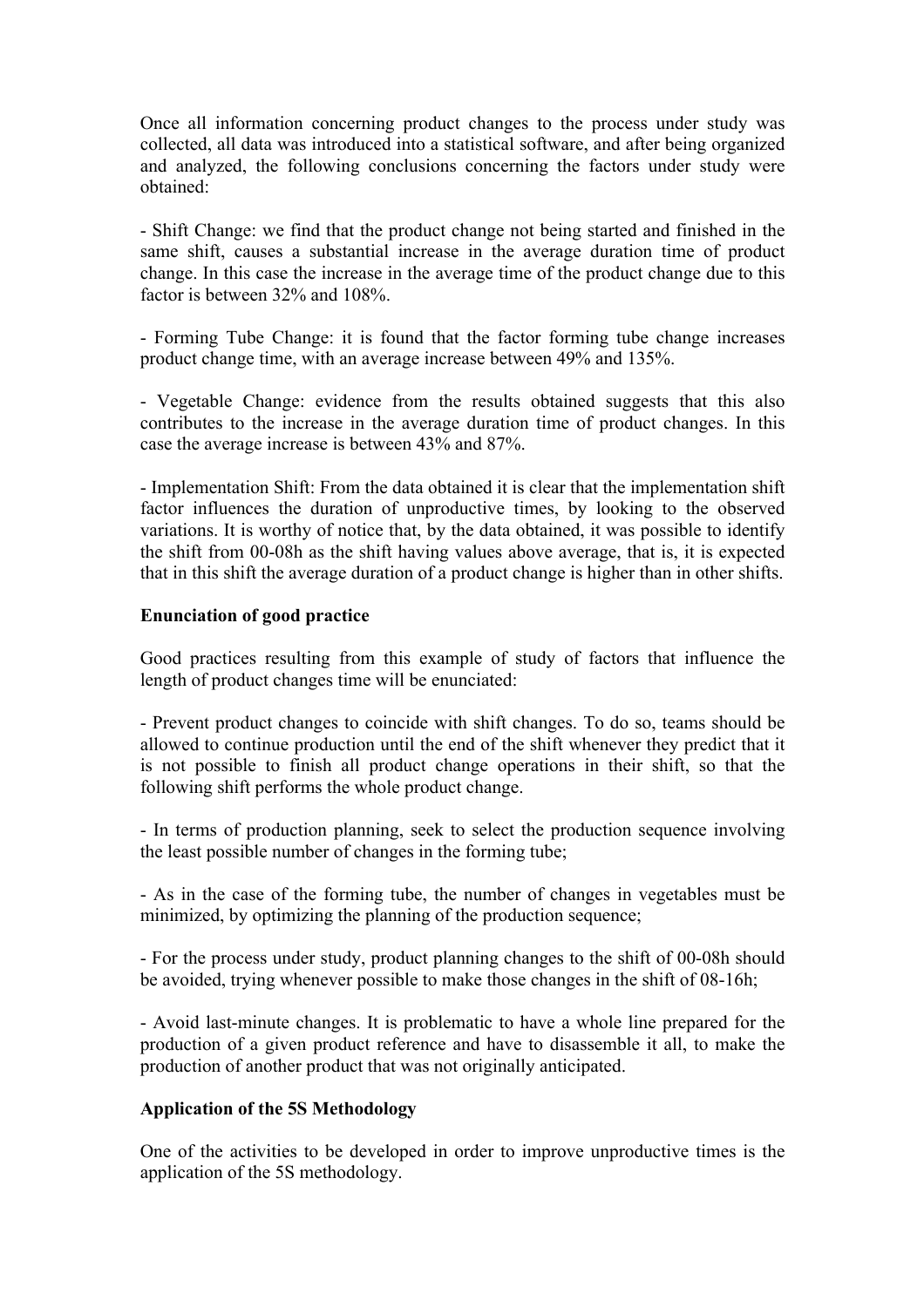Once all information concerning product changes to the process under study was collected, all data was introduced into a statistical software, and after being organized and analyzed, the following conclusions concerning the factors under study were obtained:

- Shift Change: we find that the product change not being started and finished in the same shift, causes a substantial increase in the average duration time of product change. In this case the increase in the average time of the product change due to this factor is between 32% and 108%.

- Forming Tube Change: it is found that the factor forming tube change increases product change time, with an average increase between 49% and 135%.

- Vegetable Change: evidence from the results obtained suggests that this also contributes to the increase in the average duration time of product changes. In this case the average increase is between 43% and 87%.

- Implementation Shift: From the data obtained it is clear that the implementation shift factor influences the duration of unproductive times, by looking to the observed variations. It is worthy of notice that, by the data obtained, it was possible to identify the shift from 00-08h as the shift having values above average, that is, it is expected that in this shift the average duration of a product change is higher than in other shifts.

**Enunciation of good practice**

Good practices resulting from this example of study of factors that influence the length of product changes time will be enunciated:

- Prevent product changes to coincide with shift changes. To do so, teams should be allowed to continue production until the end of the shift whenever they predict that it is not possible to finish all product change operations in their shift, so that the following shift performs the whole product change.

- In terms of production planning, seek to select the production sequence involving the least possible number of changes in the forming tube;

- As in the case of the forming tube, the number of changes in vegetables must be minimized, by optimizing the planning of the production sequence;

- For the process under study, product planning changes to the shift of 00-08h should be avoided, trying whenever possible to make those changes in the shift of 08-16h;

- Avoid last-minute changes. It is problematic to have a whole line prepared for the production of a given product reference and have to disassemble it all, to make the production of another product that was not originally anticipated.

**Application of the 5S Methodology**

One of the activities to be developed in order to improve unproductive times is the application of the 5S methodology.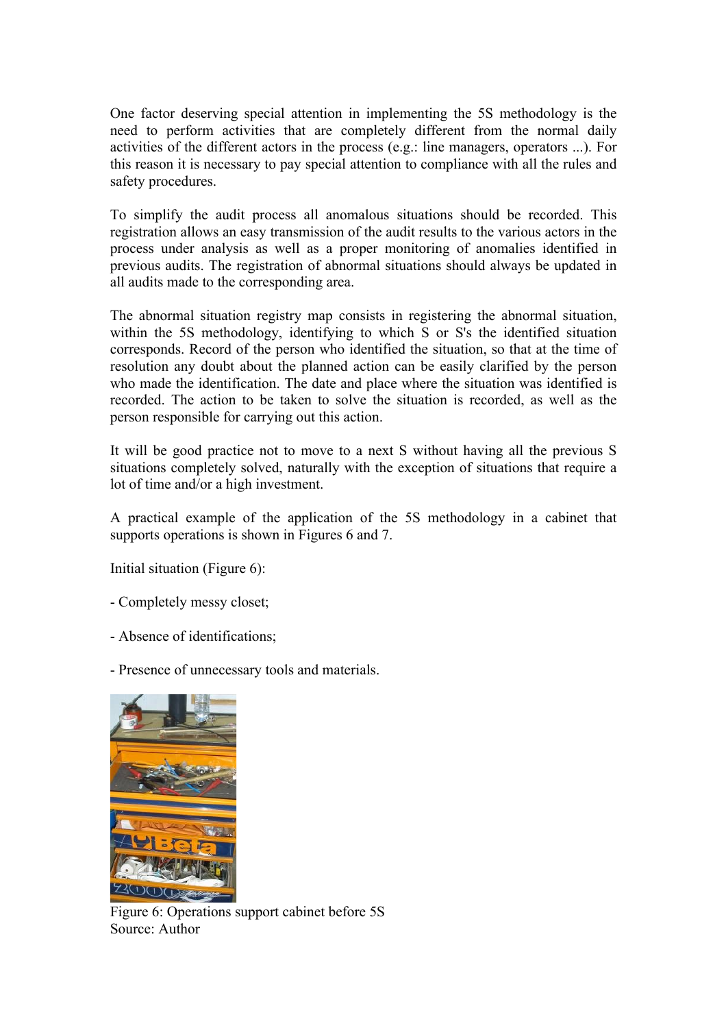One factor deserving special attention in implementing the 5S methodology is the need to perform activities that are completely different from the normal daily activities of the different actors in the process (e.g.: line managers, operators ...). For this reason it is necessary to pay special attention to compliance with all the rules and safety procedures.

To simplify the audit process all anomalous situations should be recorded. This registration allows an easy transmission of the audit results to the various actors in the process under analysis as well as a proper monitoring of anomalies identified in previous audits. The registration of abnormal situations should always be updated in all audits made to the corresponding area.

The abnormal situation registry map consists in registering the abnormal situation, within the 5S methodology, identifying to which S or S's the identified situation corresponds. Record of the person who identified the situation, so that at the time of resolution any doubt about the planned action can be easily clarified by the person who made the identification. The date and place where the situation was identified is recorded. The action to be taken to solve the situation is recorded, as well as the person responsible for carrying out this action.

It will be good practice not to move to a next S without having all the previous S situations completely solved, naturally with the exception of situations that require a lot of time and/or a high investment.

A practical example of the application of the 5S methodology in a cabinet that supports operations is shown in Figures 6 and 7.

Initial situation (Figure 6):

- Completely messy closet;

- Absence of identifications;

- Presence of unnecessary tools and materials.

Figure 6: Operations support cabinet before 5S
Source: Author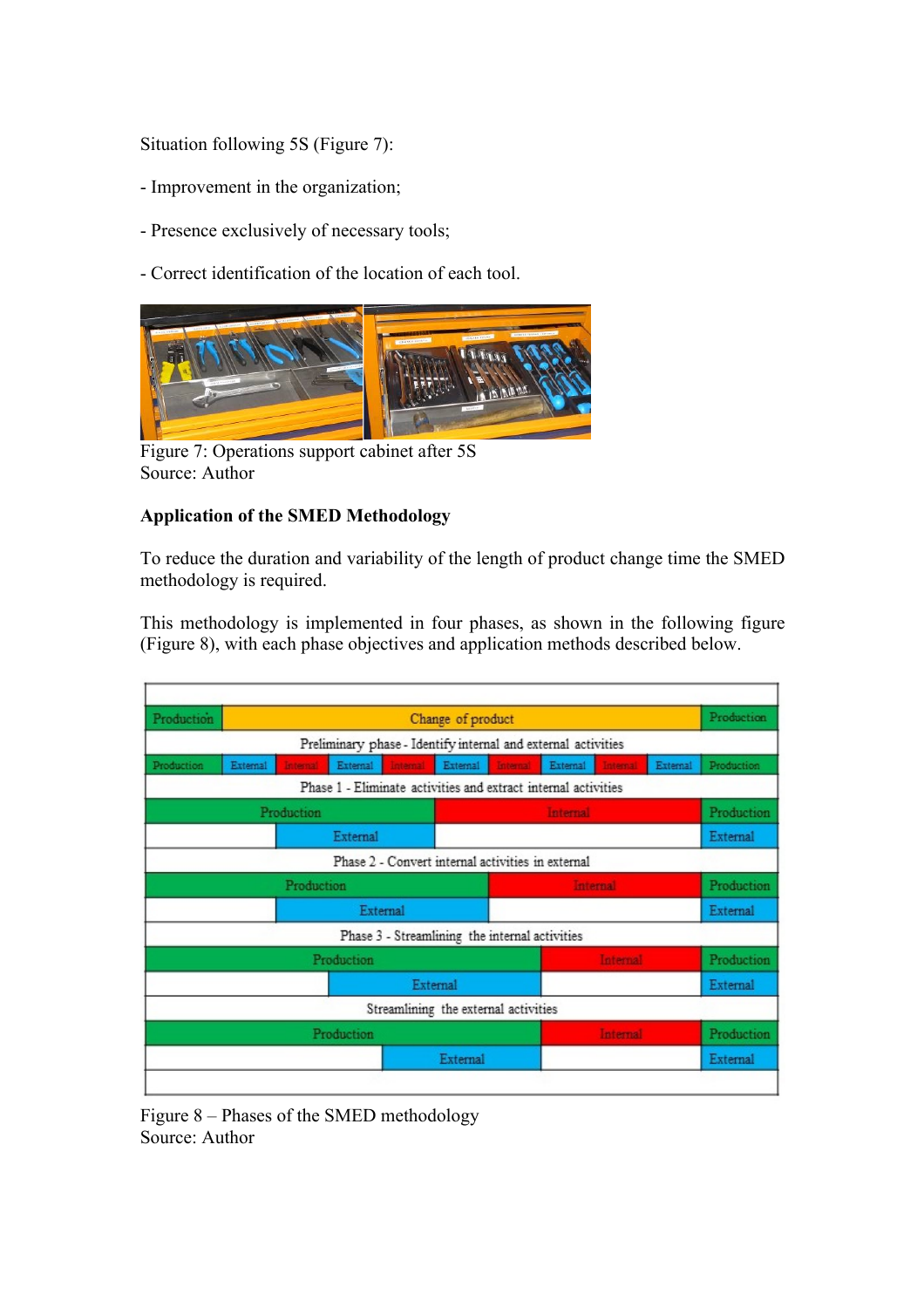Situation following 5S (Figure 7):

- Improvement in the organization;

- Presence exclusively of necessary tools;

- Correct identification of the location of each tool.

Figure 7: Operations support cabinet after 5S
Source: Author

**Application of the SMED Methodology**

To reduce the duration and variability of the length of product change time the SMED methodology is required.

This methodology is implemented in four phases, as shown in the following figure (Figure 8), with each phase objectives and application methods described below.

Figure 8 – Phases of the SMED methodology
Source: Author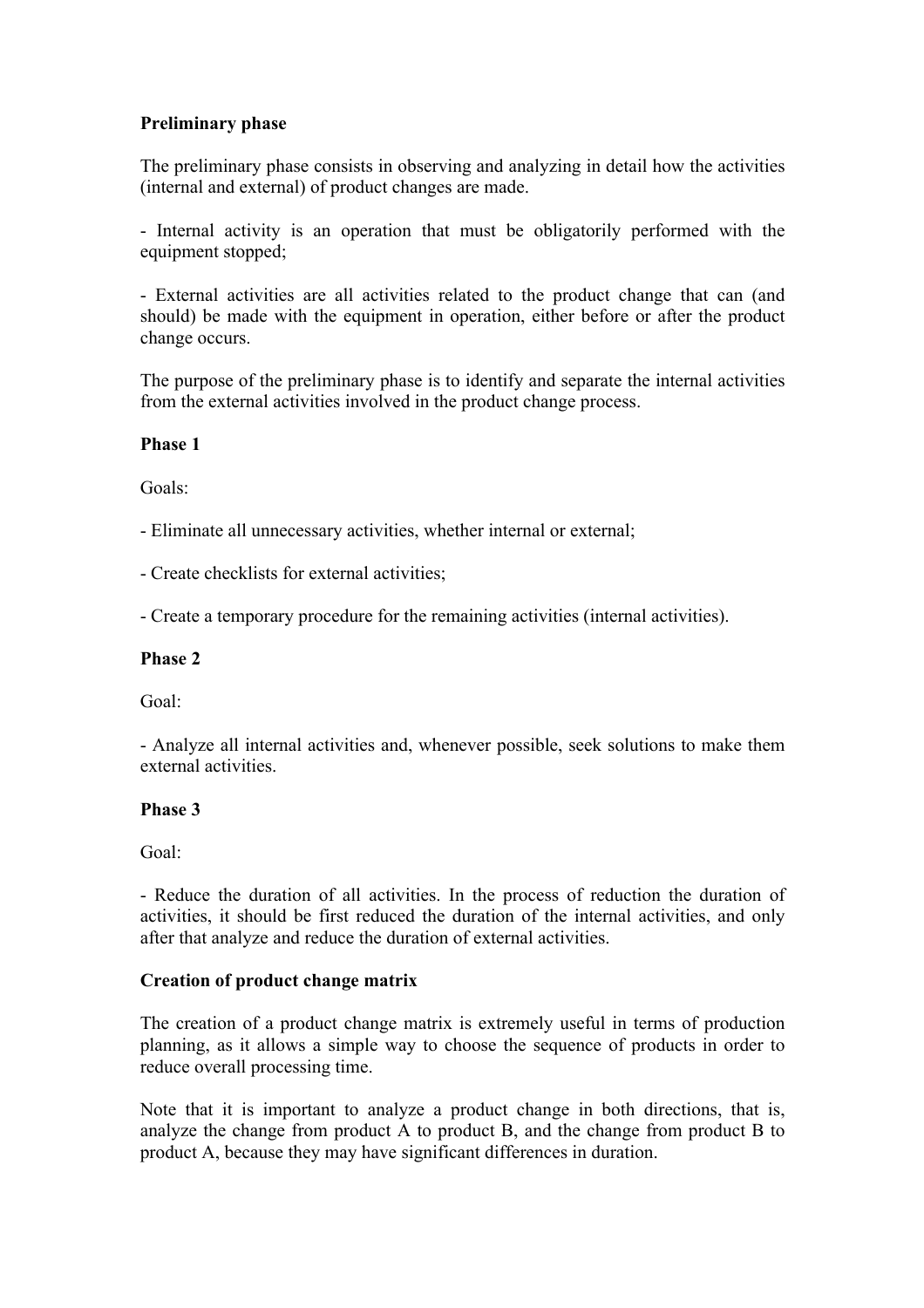**Preliminary phase**

The preliminary phase consists in observing and analyzing in detail how the activities (internal and external) of product changes are made.

- Internal activity is an operation that must be obligatorily performed with the equipment stopped;

- External activities are all activities related to the product change that can (and should) be made with the equipment in operation, either before or after the product change occurs.

The purpose of the preliminary phase is to identify and separate the internal activities from the external activities involved in the product change process.

**Phase 1**

Goals:

- Eliminate all unnecessary activities, whether internal or external;

- Create checklists for external activities;

- Create a temporary procedure for the remaining activities (internal activities).

**Phase 2**

Goal:

- Analyze all internal activities and, whenever possible, seek solutions to make them external activities.

**Phase 3**

Goal:

- Reduce the duration of all activities. In the process of reduction the duration of activities, it should be first reduced the duration of the internal activities, and only after that analyze and reduce the duration of external activities.

**Creation of product change matrix**

The creation of a product change matrix is extremely useful in terms of production planning, as it allows a simple way to choose the sequence of products in order to reduce overall processing time.

Note that it is important to analyze a product change in both directions, that is, analyze the change from product A to product B, and the change from product B to product A, because they may have significant differences in duration.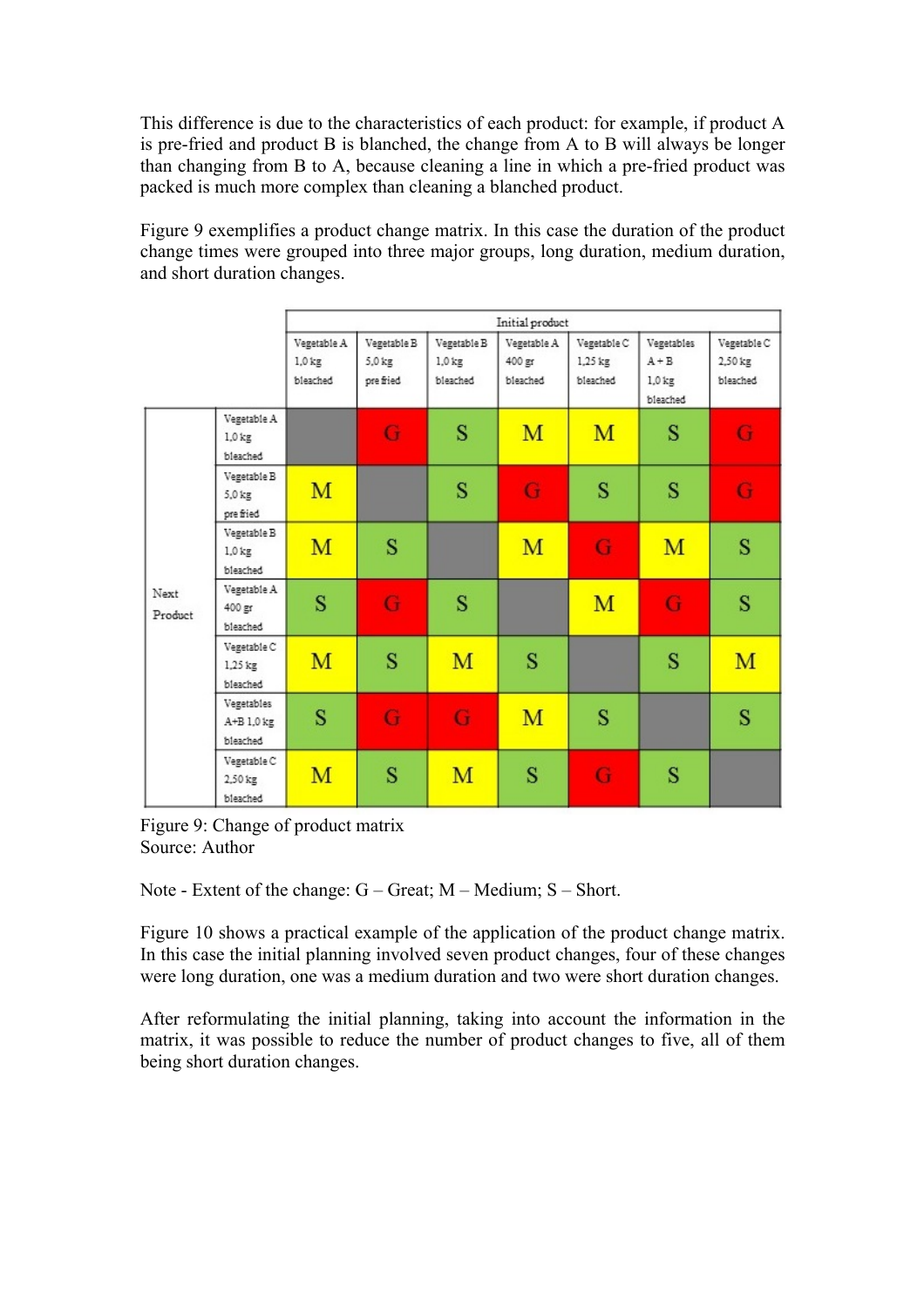This difference is due to the characteristics of each product: for example, if product A is pre-fried and product B is blanched, the change from A to B will always be longer than changing from B to A, because cleaning a line in which a pre-fried product was packed is much more complex than cleaning a blanched product.

Figure 9 exemplifies a product change matrix. In this case the duration of the product change times were grouped into three major groups, long duration, medium duration, and short duration changes.

| | | Initial product | | | | | | |
|---|---|---|---|---|---|---|---|---|
| | | Vegetable A 1,0 kg bleached | Vegetable B 5,0 kg pre fried | Vegetable B 1,0 kg bleached | Vegetable A 400 gr bleached | Vegetable C 1,25 kg bleached | Vegetables A + B 1,0 kg bleached | Vegetable C 2,50 kg bleached |
| Next Product | Vegetable A 1,0 kg bleached | | G | S | M | M | S | G |
| | Vegetable B 5,0 kg pre fried | M | | S | G | S | S | G |
| | Vegetable B 1,0 kg bleached | M | S | | M | G | M | S |
| | Vegetable A 400 gr bleached | S | G | S | | M | G | S |
| | Vegetable C 1,25 kg bleached | M | S | M | S | | S | M |
| | Vegetables A+B 1,0 kg bleached | S | G | G | M | S | | S |
| | Vegetable C 2,50 kg bleached | M | S | M | S | G | S | |

Figure 9: Change of product matrix
Source: Author

Note - Extent of the change: G – Great; M – Medium; S – Short.

Figure 10 shows a practical example of the application of the product change matrix. In this case the initial planning involved seven product changes, four of these changes were long duration, one was a medium duration and two were short duration changes.

After reformulating the initial planning, taking into account the information in the matrix, it was possible to reduce the number of product changes to five, all of them being short duration changes.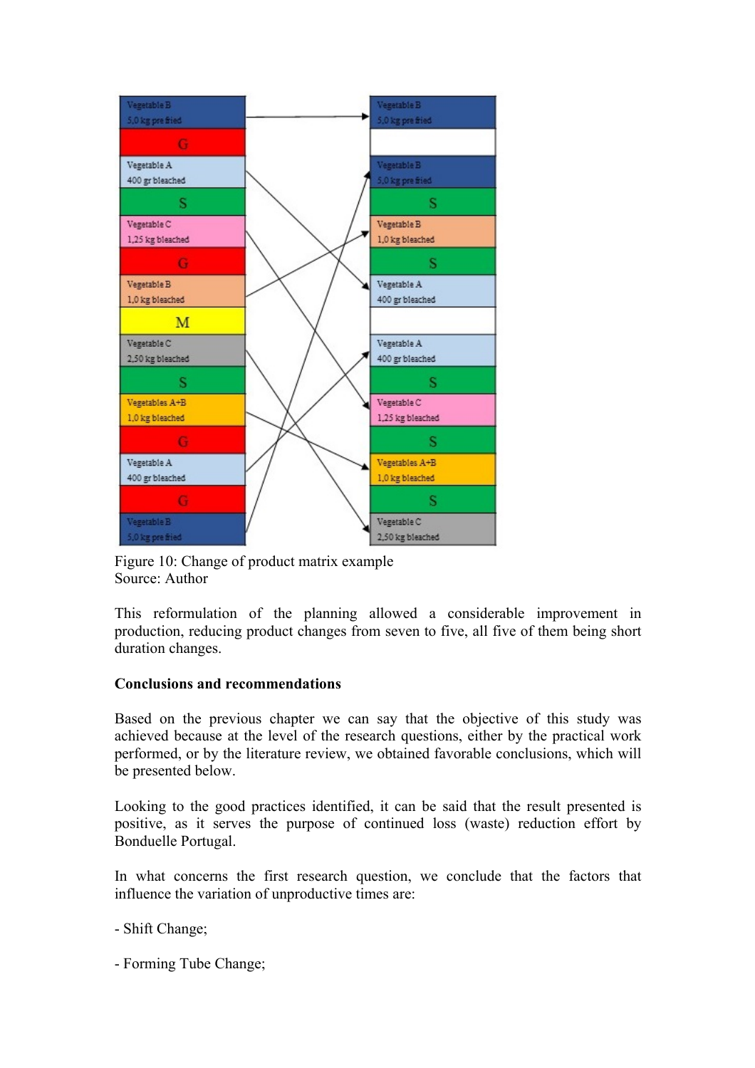Figure 10: Change of product matrix example
Source: Author

This reformulation of the planning allowed a considerable improvement in production, reducing product changes from seven to five, all five of them being short duration changes.

**Conclusions and recommendations**

Based on the previous chapter we can say that the objective of this study was achieved because at the level of the research questions, either by the practical work performed, or by the literature review, we obtained favorable conclusions, which will be presented below.

Looking to the good practices identified, it can be said that the result presented is positive, as it serves the purpose of continued loss (waste) reduction effort by Bonduelle Portugal.

In what concerns the first research question, we conclude that the factors that influence the variation of unproductive times are:

- Shift Change;

- Forming Tube Change;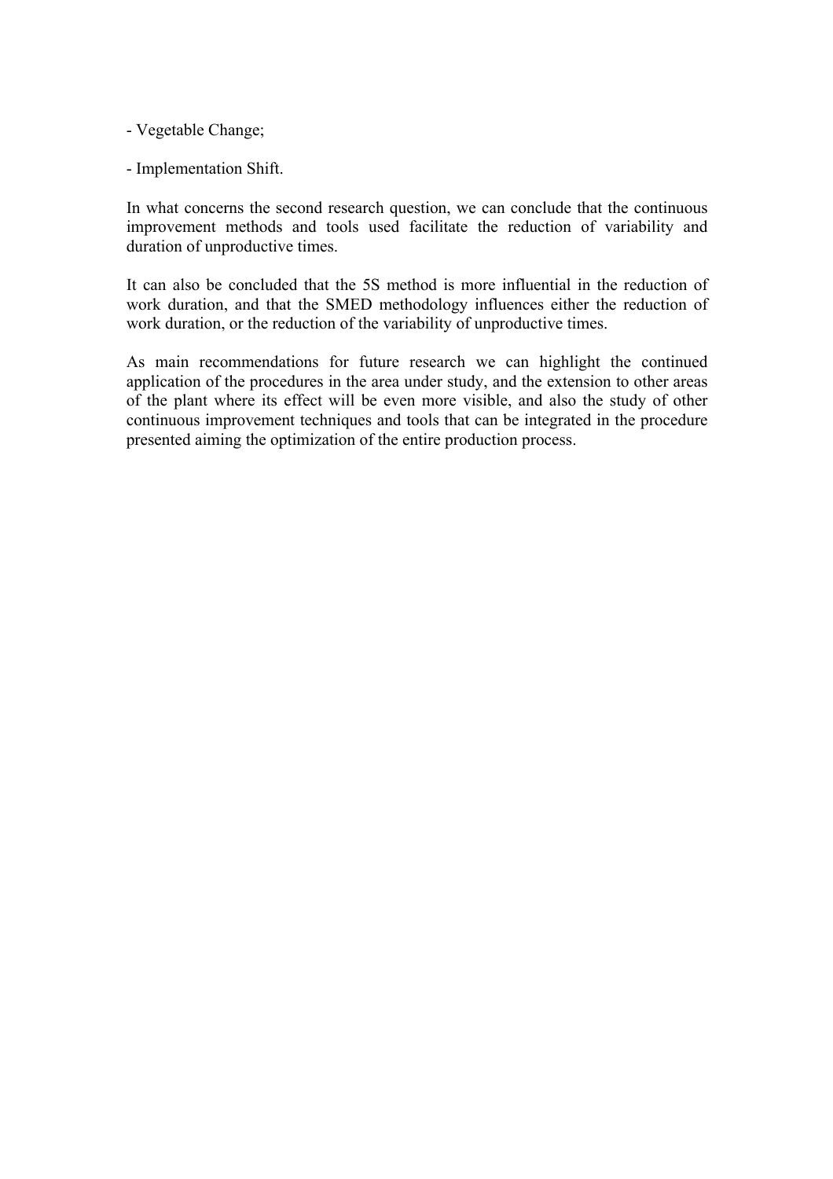- Vegetable Change;

- Implementation Shift.

In what concerns the second research question, we can conclude that the continuous improvement methods and tools used facilitate the reduction of variability and duration of unproductive times.

It can also be concluded that the 5S method is more influential in the reduction of work duration, and that the SMED methodology influences either the reduction of work duration, or the reduction of the variability of unproductive times.

As main recommendations for future research we can highlight the continued application of the procedures in the area under study, and the extension to other areas of the plant where its effect will be even more visible, and also the study of other continuous improvement techniques and tools that can be integrated in the procedure presented aiming the optimization of the entire production process.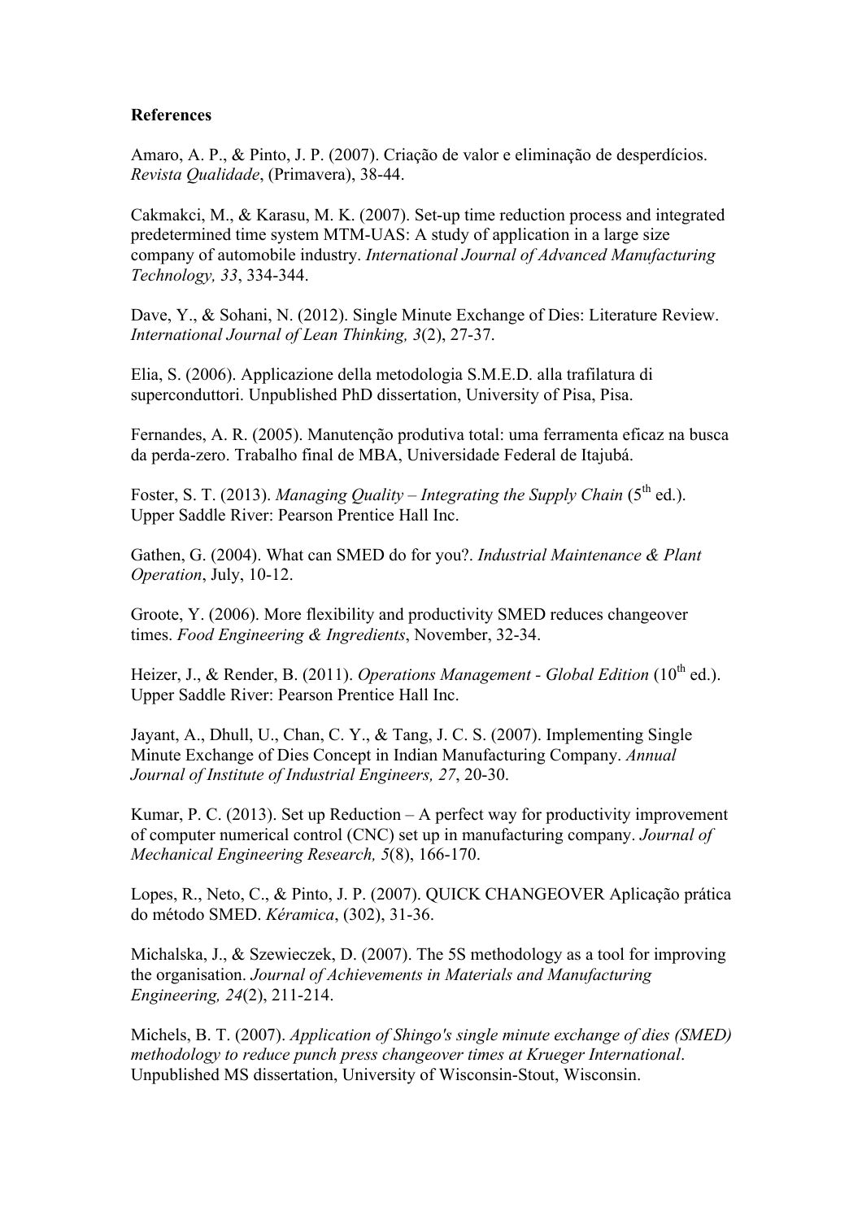**References**

Amaro, A. P., & Pinto, J. P. (2007). Criação de valor e eliminação de desperdícios. *Revista Qualidade*, (Primavera), 38-44.

Cakmakci, M., & Karasu, M. K. (2007). Set-up time reduction process and integrated predetermined time system MTM-UAS: A study of application in a large size company of automobile industry. *International Journal of Advanced Manufacturing Technology, 33*, 334-344.

Dave, Y., & Sohani, N. (2012). Single Minute Exchange of Dies: Literature Review. *International Journal of Lean Thinking, 3*(2), 27-37.

Elia, S. (2006). Applicazione della metodologia S.M.E.D. alla trafilatura di superconduttori. Unpublished PhD dissertation, University of Pisa, Pisa.

Fernandes, A. R. (2005). Manutenção produtiva total: uma ferramenta eficaz na busca da perda-zero. Trabalho final de MBA, Universidade Federal de Itajubá.

Foster, S. T. (2013). *Managing Quality – Integrating the Supply Chain* (5th ed.). Upper Saddle River: Pearson Prentice Hall Inc.

Gathen, G. (2004). What can SMED do for you?. *Industrial Maintenance & Plant Operation*, July, 10-12.

Groote, Y. (2006). More flexibility and productivity SMED reduces changeover times. *Food Engineering & Ingredients*, November, 32-34.

Heizer, J., & Render, B. (2011). *Operations Management - Global Edition* (10th ed.). Upper Saddle River: Pearson Prentice Hall Inc.

Jayant, A., Dhull, U., Chan, C. Y., & Tang, J. C. S. (2007). Implementing Single Minute Exchange of Dies Concept in Indian Manufacturing Company. *Annual Journal of Institute of Industrial Engineers, 27*, 20-30.

Kumar, P. C. (2013). Set up Reduction – A perfect way for productivity improvement of computer numerical control (CNC) set up in manufacturing company. *Journal of Mechanical Engineering Research, 5*(8), 166-170.

Lopes, R., Neto, C., & Pinto, J. P. (2007). QUICK CHANGEOVER Aplicação prática do método SMED. *Kéramica*, (302), 31-36.

Michalska, J., & Szewieczek, D. (2007). The 5S methodology as a tool for improving the organisation. *Journal of Achievements in Materials and Manufacturing Engineering, 24*(2), 211-214.

Michels, B. T. (2007). *Application of Shingo's single minute exchange of dies (SMED) methodology to reduce punch press changeover times at Krueger International*. Unpublished MS dissertation, University of Wisconsin-Stout, Wisconsin.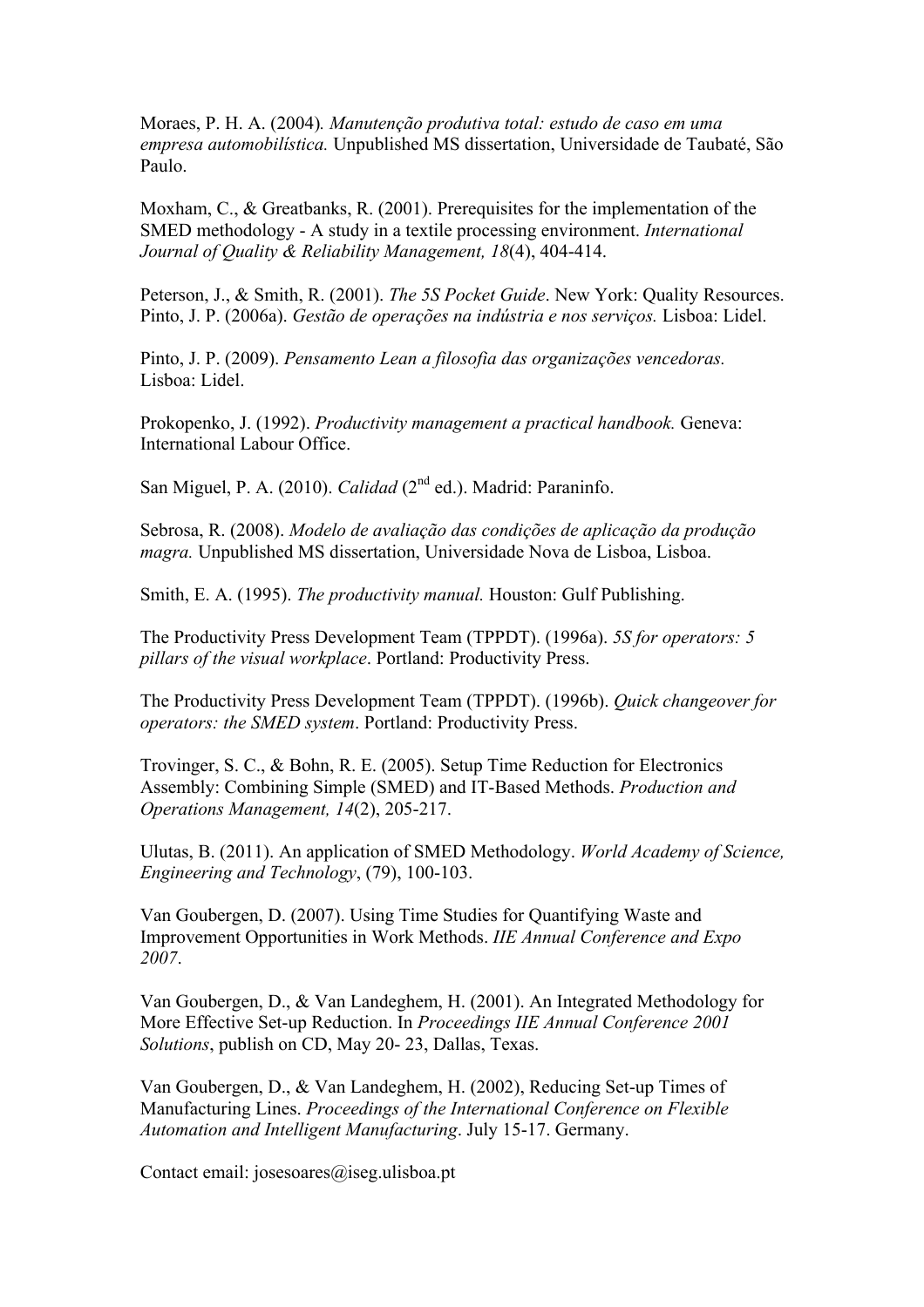Moraes, P. H. A. (2004). *Manutenção produtiva total: estudo de caso em uma empresa automobilística.* Unpublished MS dissertation, Universidade de Taubaté, São Paulo.

Moxham, C., & Greatbanks, R. (2001). Prerequisites for the implementation of the SMED methodology - A study in a textile processing environment. *International Journal of Quality & Reliability Management, 18*(4), 404-414.

Peterson, J., & Smith, R. (2001). *The 5S Pocket Guide*. New York: Quality Resources.
Pinto, J. P. (2006a). *Gestão de operações na indústria e nos serviços.* Lisboa: Lidel.

Pinto, J. P. (2009). *Pensamento Lean a filosofia das organizações vencedoras.* Lisboa: Lidel.

Prokopenko, J. (1992). *Productivity management a practical handbook.* Geneva: International Labour Office.

San Miguel, P. A. (2010). *Calidad* (2nd ed.). Madrid: Paraninfo.

Sebrosa, R. (2008). *Modelo de avaliação das condições de aplicação da produção magra.* Unpublished MS dissertation, Universidade Nova de Lisboa, Lisboa.

Smith, E. A. (1995). *The productivity manual.* Houston: Gulf Publishing.

The Productivity Press Development Team (TPPDT). (1996a). *5S for operators: 5 pillars of the visual workplace*. Portland: Productivity Press.

The Productivity Press Development Team (TPPDT). (1996b). *Quick changeover for operators: the SMED system*. Portland: Productivity Press.

Trovinger, S. C., & Bohn, R. E. (2005). Setup Time Reduction for Electronics Assembly: Combining Simple (SMED) and IT-Based Methods. *Production and Operations Management, 14*(2), 205-217.

Ulutas, B. (2011). An application of SMED Methodology. *World Academy of Science, Engineering and Technology*, (79), 100-103.

Van Goubergen, D. (2007). Using Time Studies for Quantifying Waste and Improvement Opportunities in Work Methods. *IIE Annual Conference and Expo 2007*.

Van Goubergen, D., & Van Landeghem, H. (2001). An Integrated Methodology for More Effective Set-up Reduction. In *Proceedings IIE Annual Conference 2001 Solutions*, publish on CD, May 20- 23, Dallas, Texas.

Van Goubergen, D., & Van Landeghem, H. (2002), Reducing Set-up Times of Manufacturing Lines. *Proceedings of the International Conference on Flexible Automation and Intelligent Manufacturing*. July 15-17. Germany.

Contact email: josesoares@iseg.ulisboa.pt